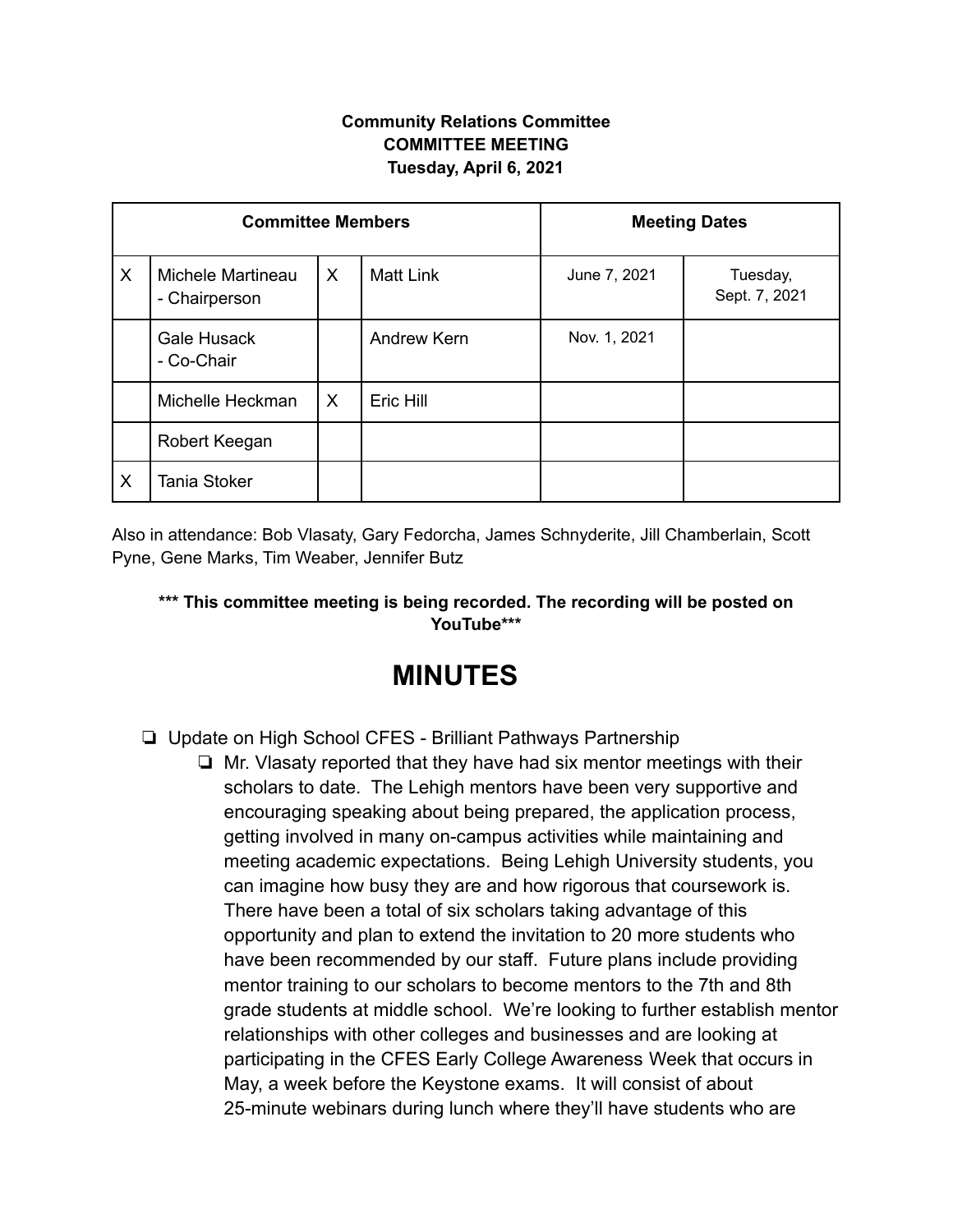**Community Relations Committee**
**COMMITTEE MEETING**
**Tuesday, April 6, 2021**

| Committee Members | | | | Meeting Dates | |
|---|---|---|---|---|---|
| X | Michele Martineau - Chairperson | X | Matt Link | June 7, 2021 | Tuesday, Sept. 7, 2021 |
| | Gale Husack - Co-Chair | | Andrew Kern | Nov. 1, 2021 | |
| | Michelle Heckman | X | Eric Hill | | |
| | Robert Keegan | | | | |
| X | Tania Stoker | | | | |

Also in attendance: Bob Vlasaty, Gary Fedorcha, James Schnyderite, Jill Chamberlain, Scott Pyne, Gene Marks, Tim Weaber, Jennifer Butz

**\*\*\* This committee meeting is being recorded. The recording will be posted on YouTube\*\*\***

# MINUTES

- Update on High School CFES - Brilliant Pathways Partnership
  - Mr. Vlasaty reported that they have had six mentor meetings with their scholars to date. The Lehigh mentors have been very supportive and encouraging speaking about being prepared, the application process, getting involved in many on-campus activities while maintaining and meeting academic expectations. Being Lehigh University students, you can imagine how busy they are and how rigorous that coursework is. There have been a total of six scholars taking advantage of this opportunity and plan to extend the invitation to 20 more students who have been recommended by our staff. Future plans include providing mentor training to our scholars to become mentors to the 7th and 8th grade students at middle school. We're looking to further establish mentor relationships with other colleges and businesses and are looking at participating in the CFES Early College Awareness Week that occurs in May, a week before the Keystone exams. It will consist of about 25-minute webinars during lunch where they'll have students who are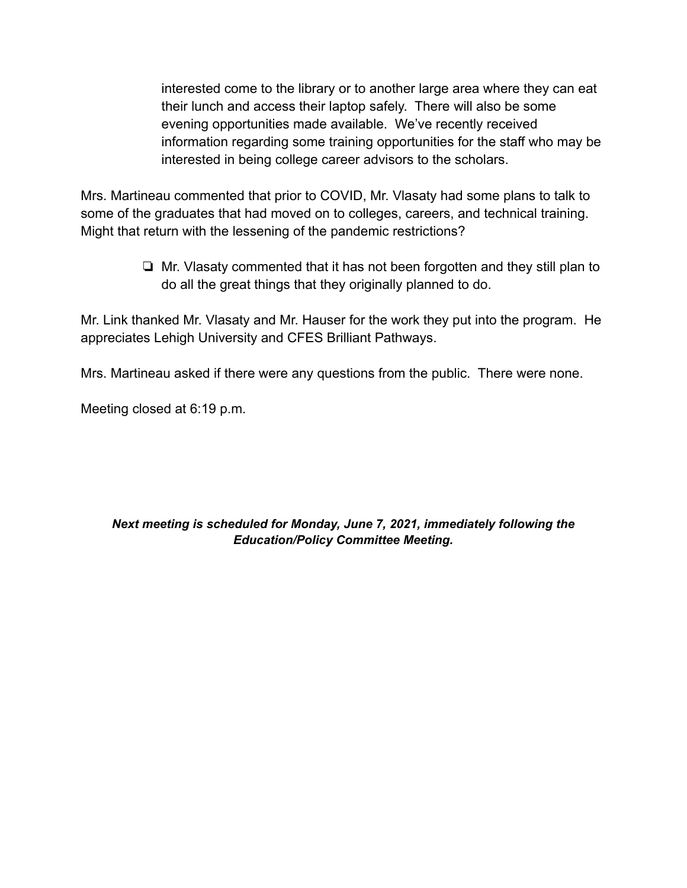interested come to the library or to another large area where they can eat their lunch and access their laptop safely. There will also be some evening opportunities made available. We've recently received information regarding some training opportunities for the staff who may be interested in being college career advisors to the scholars.

Mrs. Martineau commented that prior to COVID, Mr. Vlasaty had some plans to talk to some of the graduates that had moved on to colleges, careers, and technical training. Might that return with the lessening of the pandemic restrictions?

- Mr. Vlasaty commented that it has not been forgotten and they still plan to do all the great things that they originally planned to do.

Mr. Link thanked Mr. Vlasaty and Mr. Hauser for the work they put into the program. He appreciates Lehigh University and CFES Brilliant Pathways.

Mrs. Martineau asked if there were any questions from the public. There were none.

Meeting closed at 6:19 p.m.

***Next meeting is scheduled for Monday, June 7, 2021, immediately following the Education/Policy Committee Meeting.***